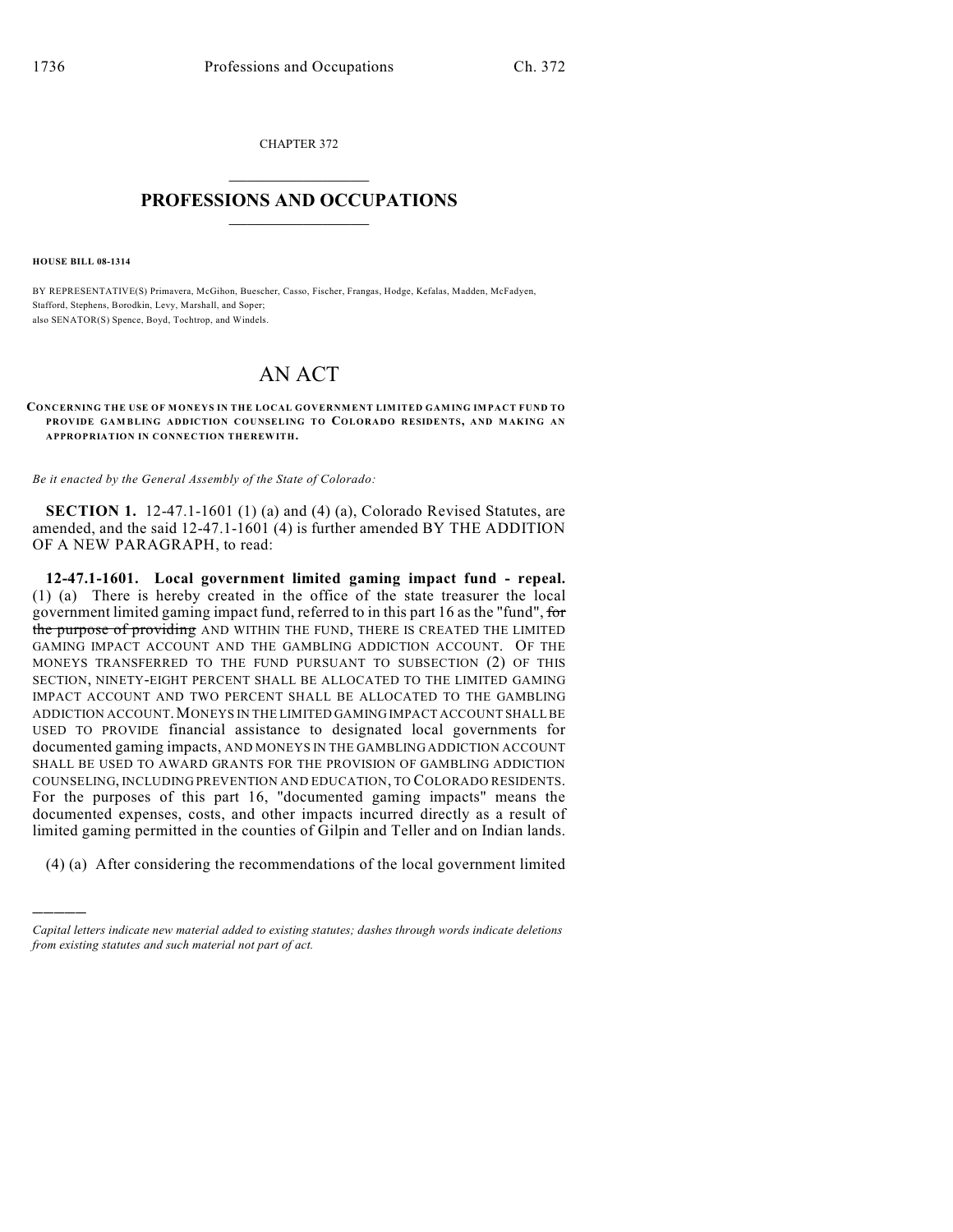CHAPTER 372

# PROFESSIONS AND OCCUPATIONS

**HOUSE BILL 08-1314**

BY REPRESENTATIVE(S) Primavera, McGihon, Buescher, Casso, Fischer, Frangas, Hodge, Kefalas, Madden, McFadyen, Stafford, Stephens, Borodkin, Levy, Marshall, and Soper;
also SENATOR(S) Spence, Boyd, Tochtrop, and Windels.

# AN ACT

**CONCERNING THE USE OF MONEYS IN THE LOCAL GOVERNMENT LIMITED GAMING IMPACT FUND TO PROVIDE GAMBLING ADDICTION COUNSELING TO COLORADO RESIDENTS, AND MAKING AN APPROPRIATION IN CONNECTION THEREWITH.**

*Be it enacted by the General Assembly of the State of Colorado:*

**SECTION 1.** 12-47.1-1601 (1) (a) and (4) (a), Colorado Revised Statutes, are amended, and the said 12-47.1-1601 (4) is further amended BY THE ADDITION OF A NEW PARAGRAPH, to read:

**12-47.1-1601. Local government limited gaming impact fund - repeal.** (1) (a) There is hereby created in the office of the state treasurer the local government limited gaming impact fund, referred to in this part 16 as the "fund", ~~for the purpose of providing~~ AND WITHIN THE FUND, THERE IS CREATED THE LIMITED GAMING IMPACT ACCOUNT AND THE GAMBLING ADDICTION ACCOUNT. OF THE MONEYS TRANSFERRED TO THE FUND PURSUANT TO SUBSECTION (2) OF THIS SECTION, NINETY-EIGHT PERCENT SHALL BE ALLOCATED TO THE LIMITED GAMING IMPACT ACCOUNT AND TWO PERCENT SHALL BE ALLOCATED TO THE GAMBLING ADDICTION ACCOUNT. MONEYS IN THE LIMITED GAMING IMPACT ACCOUNT SHALL BE USED TO PROVIDE financial assistance to designated local governments for documented gaming impacts, AND MONEYS IN THE GAMBLING ADDICTION ACCOUNT SHALL BE USED TO AWARD GRANTS FOR THE PROVISION OF GAMBLING ADDICTION COUNSELING, INCLUDING PREVENTION AND EDUCATION, TO COLORADO RESIDENTS. For the purposes of this part 16, "documented gaming impacts" means the documented expenses, costs, and other impacts incurred directly as a result of limited gaming permitted in the counties of Gilpin and Teller and on Indian lands.

(4) (a) After considering the recommendations of the local government limited

---

*Capital letters indicate new material added to existing statutes; dashes through words indicate deletions from existing statutes and such material not part of act.*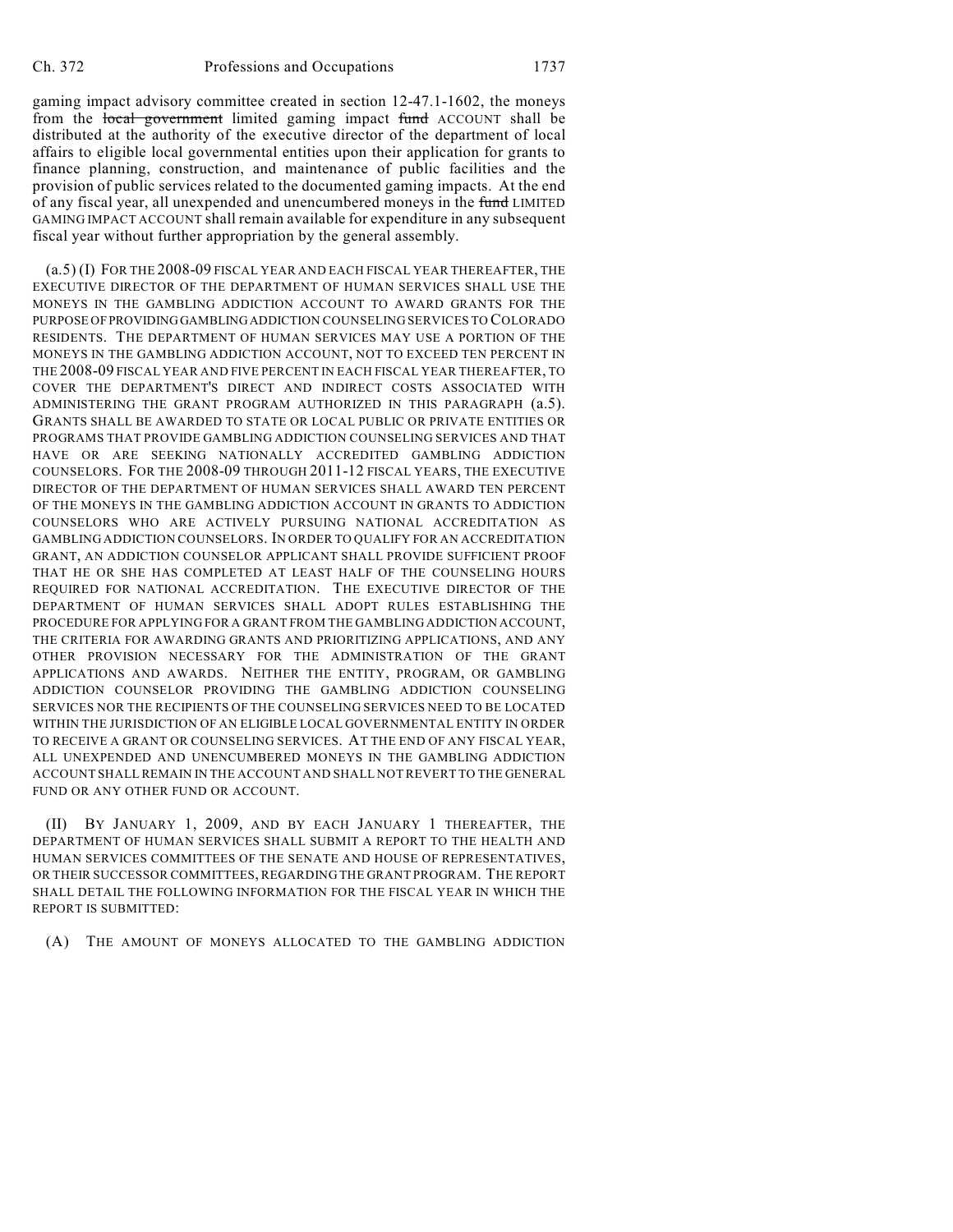gaming impact advisory committee created in section 12-47.1-1602, the moneys from the ~~local government~~ limited gaming impact ~~fund~~ ACCOUNT shall be distributed at the authority of the executive director of the department of local affairs to eligible local governmental entities upon their application for grants to finance planning, construction, and maintenance of public facilities and the provision of public services related to the documented gaming impacts. At the end of any fiscal year, all unexpended and unencumbered moneys in the ~~fund~~ LIMITED GAMING IMPACT ACCOUNT shall remain available for expenditure in any subsequent fiscal year without further appropriation by the general assembly.

(a.5) (I) FOR THE 2008-09 FISCAL YEAR AND EACH FISCAL YEAR THEREAFTER, THE EXECUTIVE DIRECTOR OF THE DEPARTMENT OF HUMAN SERVICES SHALL USE THE MONEYS IN THE GAMBLING ADDICTION ACCOUNT TO AWARD GRANTS FOR THE PURPOSE OF PROVIDING GAMBLING ADDICTION COUNSELING SERVICES TO COLORADO RESIDENTS. THE DEPARTMENT OF HUMAN SERVICES MAY USE A PORTION OF THE MONEYS IN THE GAMBLING ADDICTION ACCOUNT, NOT TO EXCEED TEN PERCENT IN THE 2008-09 FISCAL YEAR AND FIVE PERCENT IN EACH FISCAL YEAR THEREAFTER, TO COVER THE DEPARTMENT'S DIRECT AND INDIRECT COSTS ASSOCIATED WITH ADMINISTERING THE GRANT PROGRAM AUTHORIZED IN THIS PARAGRAPH (a.5). GRANTS SHALL BE AWARDED TO STATE OR LOCAL PUBLIC OR PRIVATE ENTITIES OR PROGRAMS THAT PROVIDE GAMBLING ADDICTION COUNSELING SERVICES AND THAT HAVE OR ARE SEEKING NATIONALLY ACCREDITED GAMBLING ADDICTION COUNSELORS. FOR THE 2008-09 THROUGH 2011-12 FISCAL YEARS, THE EXECUTIVE DIRECTOR OF THE DEPARTMENT OF HUMAN SERVICES SHALL AWARD TEN PERCENT OF THE MONEYS IN THE GAMBLING ADDICTION ACCOUNT IN GRANTS TO ADDICTION COUNSELORS WHO ARE ACTIVELY PURSUING NATIONAL ACCREDITATION AS GAMBLING ADDICTION COUNSELORS. IN ORDER TO QUALIFY FOR AN ACCREDITATION GRANT, AN ADDICTION COUNSELOR APPLICANT SHALL PROVIDE SUFFICIENT PROOF THAT HE OR SHE HAS COMPLETED AT LEAST HALF OF THE COUNSELING HOURS REQUIRED FOR NATIONAL ACCREDITATION. THE EXECUTIVE DIRECTOR OF THE DEPARTMENT OF HUMAN SERVICES SHALL ADOPT RULES ESTABLISHING THE PROCEDURE FOR APPLYING FOR A GRANT FROM THE GAMBLING ADDICTION ACCOUNT, THE CRITERIA FOR AWARDING GRANTS AND PRIORITIZING APPLICATIONS, AND ANY OTHER PROVISION NECESSARY FOR THE ADMINISTRATION OF THE GRANT APPLICATIONS AND AWARDS. NEITHER THE ENTITY, PROGRAM, OR GAMBLING ADDICTION COUNSELOR PROVIDING THE GAMBLING ADDICTION COUNSELING SERVICES NOR THE RECIPIENTS OF THE COUNSELING SERVICES NEED TO BE LOCATED WITHIN THE JURISDICTION OF AN ELIGIBLE LOCAL GOVERNMENTAL ENTITY IN ORDER TO RECEIVE A GRANT OR COUNSELING SERVICES. AT THE END OF ANY FISCAL YEAR, ALL UNEXPENDED AND UNENCUMBERED MONEYS IN THE GAMBLING ADDICTION ACCOUNT SHALL REMAIN IN THE ACCOUNT AND SHALL NOT REVERT TO THE GENERAL FUND OR ANY OTHER FUND OR ACCOUNT.

(II) BY JANUARY 1, 2009, AND BY EACH JANUARY 1 THEREAFTER, THE DEPARTMENT OF HUMAN SERVICES SHALL SUBMIT A REPORT TO THE HEALTH AND HUMAN SERVICES COMMITTEES OF THE SENATE AND HOUSE OF REPRESENTATIVES, OR THEIR SUCCESSOR COMMITTEES, REGARDING THE GRANT PROGRAM. THE REPORT SHALL DETAIL THE FOLLOWING INFORMATION FOR THE FISCAL YEAR IN WHICH THE REPORT IS SUBMITTED:

(A) THE AMOUNT OF MONEYS ALLOCATED TO THE GAMBLING ADDICTION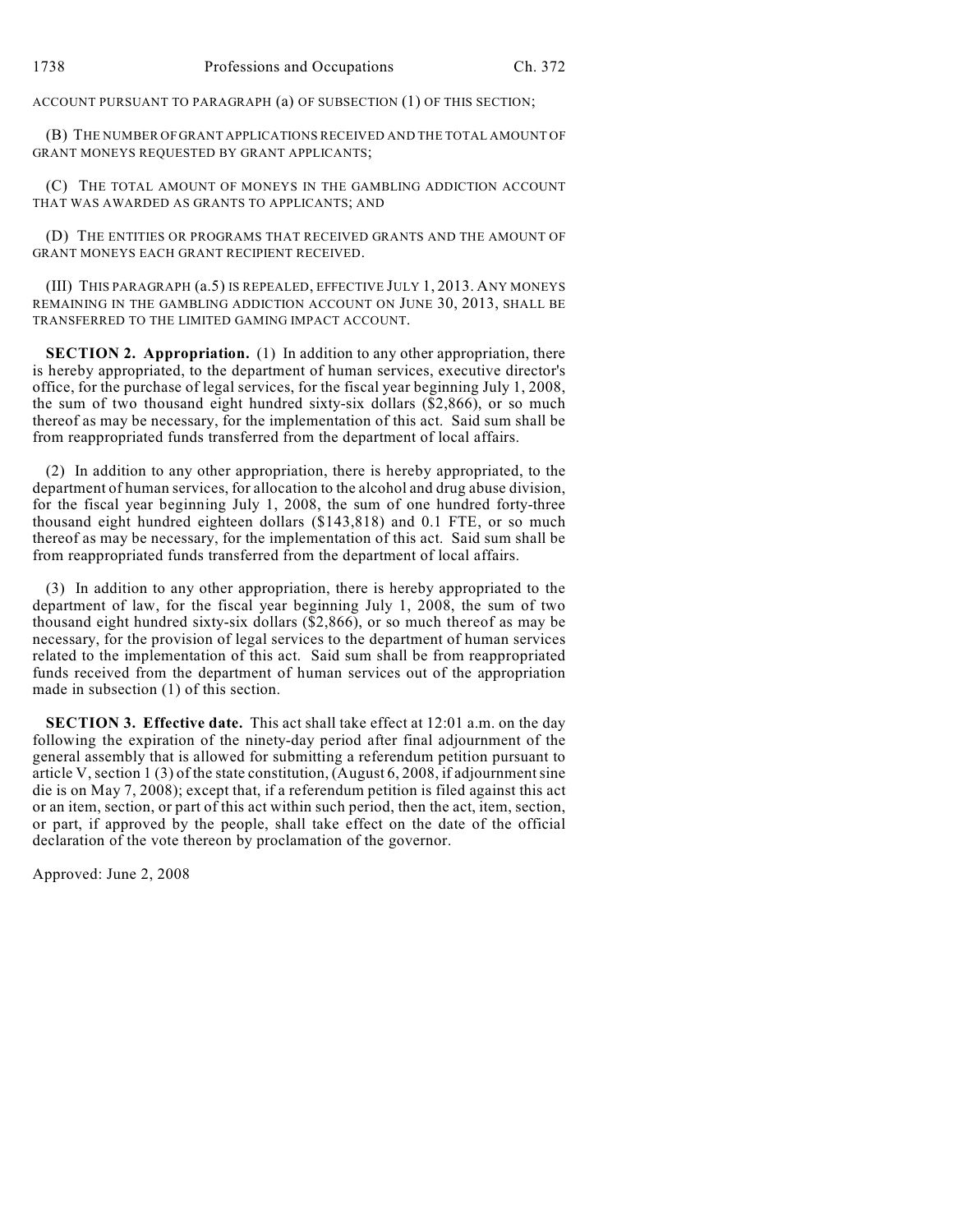ACCOUNT PURSUANT TO PARAGRAPH (a) OF SUBSECTION (1) OF THIS SECTION;

(B) THE NUMBER OF GRANT APPLICATIONS RECEIVED AND THE TOTAL AMOUNT OF GRANT MONEYS REQUESTED BY GRANT APPLICANTS;

(C) THE TOTAL AMOUNT OF MONEYS IN THE GAMBLING ADDICTION ACCOUNT THAT WAS AWARDED AS GRANTS TO APPLICANTS; AND

(D) THE ENTITIES OR PROGRAMS THAT RECEIVED GRANTS AND THE AMOUNT OF GRANT MONEYS EACH GRANT RECIPIENT RECEIVED.

(III) THIS PARAGRAPH (a.5) IS REPEALED, EFFECTIVE JULY 1, 2013. ANY MONEYS REMAINING IN THE GAMBLING ADDICTION ACCOUNT ON JUNE 30, 2013, SHALL BE TRANSFERRED TO THE LIMITED GAMING IMPACT ACCOUNT.

**SECTION 2. Appropriation.** (1) In addition to any other appropriation, there is hereby appropriated, to the department of human services, executive director's office, for the purchase of legal services, for the fiscal year beginning July 1, 2008, the sum of two thousand eight hundred sixty-six dollars ($2,866), or so much thereof as may be necessary, for the implementation of this act. Said sum shall be from reappropriated funds transferred from the department of local affairs.

(2) In addition to any other appropriation, there is hereby appropriated, to the department of human services, for allocation to the alcohol and drug abuse division, for the fiscal year beginning July 1, 2008, the sum of one hundred forty-three thousand eight hundred eighteen dollars ($143,818) and 0.1 FTE, or so much thereof as may be necessary, for the implementation of this act. Said sum shall be from reappropriated funds transferred from the department of local affairs.

(3) In addition to any other appropriation, there is hereby appropriated to the department of law, for the fiscal year beginning July 1, 2008, the sum of two thousand eight hundred sixty-six dollars ($2,866), or so much thereof as may be necessary, for the provision of legal services to the department of human services related to the implementation of this act. Said sum shall be from reappropriated funds received from the department of human services out of the appropriation made in subsection (1) of this section.

**SECTION 3. Effective date.** This act shall take effect at 12:01 a.m. on the day following the expiration of the ninety-day period after final adjournment of the general assembly that is allowed for submitting a referendum petition pursuant to article V, section 1 (3) of the state constitution, (August 6, 2008, if adjournment sine die is on May 7, 2008); except that, if a referendum petition is filed against this act or an item, section, or part of this act within such period, then the act, item, section, or part, if approved by the people, shall take effect on the date of the official declaration of the vote thereon by proclamation of the governor.

Approved: June 2, 2008